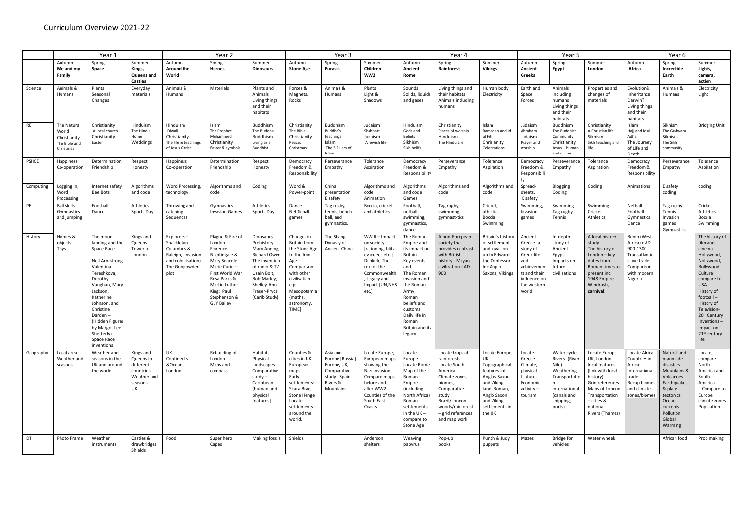# Curriculum Overview 2021-22

| | Year 1 | | | Year 2 | | | Year 3 | | | Year 4 | | | Year 5 | | | Year 6 | | |
|---|---|---|---|---|---|---|---|---|---|---|---|---|---|---|---|---|---|---|
| | Autumn **Me and my Family** | Spring **Space** | Summer **Kings, Queens and Castles** | Autumn **Around the World** | Spring **Heroes** | Summer **Dinosaurs** | Autumn **Stone Age** | Spring **Eurasia** | Summer **Children WW2** | Autumn **Ancient Rome** | Spring **Rainforest** | Summer **Vikings** | Autumn **Ancient Greeks** | Spring **Egypt** | Summer **London** | Autumn **Africa** | Spring **Incredible Earth** | Summer **Lights, camera, action** |
| Science | Animals & Humans | Plants Seasonal Changes | Everyday materials | Animals & Humans | Materials | Plants and Animals Living things and their habitats | Forces & Magnets, Rocks | Animals & Humans | Plants Light & Shadows | Sounds Solids, liquids and gases | Living things and their habitats Animals including humans | Human body Electricity | Earth and Space Forces | Animals including humans Living things and their habitats | Properties and changes of materials | Evolution& Inheritance Darwin? Living things and their habitats | Animals & Humans | Electricity Light |
| RE | The Natural World Christianity The Bible and Christmas | Christianity A local church Christianity - Easter | Hinduism The Hindu Home Weddings | Hinduism Diwali Christianity The life & teachings of Jesus Christ | Islam The Prophet Muhammed Christianity Easter & symbols | Buddhism The Buddha Buddhism Living as a Buddhist | Christianity The Bible Christianity Peace, Christmas | Buddhism Buddha's teachings Islam The 5 Pillars of Islam | Judaism Shabbatt Judaism A Jewish life | Hinduism Gods and Beliefs Sikhism Sikh belifs | Christianity Places of worship Hinduism The Hindu Life | Islam Ramadan and Id ul Fitr Chrisianity Celebrations | Judaism Abraham Judaism Prayer and worship | Buddhism The Buddhist Community Christianity Jesus – human and divine | Christianity A Christian life Sikhism Sikh teaching and life | Islam Hajj and Id ul Adha The Journey of Life and Death | Sikhism The Gudwara Sikhism The Sikh community | Bridging Unit |
| PSHCE | Happiness Co-operation | Determination Friendship | Respect Honesty | Happiness Co-operation | Determination Friendship | Respect Honesty | Democracy Freedom & Responsibility | Perseverance Empathy | Tolerance Aspiration | Democracy Freedom & Responsibility | Perseverance Empathy | Tolerance Aspiration | Democracy Freedom & Responsibility | Perseverance Empathy | Tolerance Aspiration | Democracy Freedom & Responsibility | Perseverance Empathy | Tolerance Aspiration |
| Computing | Logging in, Word Processing | Internet safety Bee Bots | Algorithms and code | Word Processing, technology | Algorithms and code | Coding | Word & Power-point | China presentation E safety | Algorithms and code Animation | Algorithms and code Games | Algorithms and code | Algorithms and code | Spread-sheets, E safety | Blogging Coding | Coding | Animations | E safety coding | coding |
| PE | Ball skills Gymnastics and jumping | Football Dance | Athletics Sports Day | Throwing and catching Sequences | Gymnastics Invasion Games | Athletics Sports Day | Dance Net & ball games | Tag rugby, tennis, bench ball, and gymnastics. | Boccia, cricket and athletics | Football, netball, swimming, gymnastics, dance | Tag rugby, swimming, gymnast-tics | Cricket, athletics Boccia Swimming | Swimming, Invasion games | Swimming Tag rugby Tennis | Swimming Cricket Athletics | Netball Football Gymnastics Dance | Tag rugby Tennis Invasion games Gymnastics | Cricket Athletics Boccia Swimming |
| History | Homes & objects Toys | The moon landing and the Space Race. Neil Armstrong, Valentina Tereshkova, Dorothy Vaughan, Mary Jackson, Katherine Johnson, and Christine Darden – (Hidden Figures by Margot Lee Shetterly) Space Race inventions | Kings and Queens Tower of London | Explorers – Shackleton Columbus & Raleigh, (invasion and colonisation) The Gunpowder plot | Plague & Fire of London Florence Nightingale & Mary Seacole Marie Curie – First World War Rosa Parks & Martin Luther King; Paul Stephenson & GuY Bailey | Dinosaurs Prehistory Mary Anning, Richard Owen The invention of radio & TV Usain Bolt, Bob Marley, Shelley-Ann-Fraser-Pryce (Carib Study) | Changes in Britain from the Stone Age to the Iron Age Comparison with other civilisation e.g. Mesopotamia (maths, astronomy, TIME] | The Shang Dynasty of Ancient China. | WW II – Impact on society [rationing, blitz, evacuees etc.] Dunkirk, The role of the Commonwealth , Legacy and Impact [UN,NHS etc.] | The Roman Empire and its impact on Britain Key events and The Roman invasion and the Roman Army Roman beliefs and customs Daily life in Roman Britain and its legacy | A non-European society that provides contrast with British history - Mayan civilization c AD 900 | Britain's history of settlement and invasion up to Edward the Confessor. Inc Anglo-Saxons, Vikings | Ancient Greece- a study of Greek life and achievements and their influence on the western world. | In-depth study of Ancient Egypt. Impacts on future civilisations | A local history study The history of London – key dates from Roman times to present inc 1948 Empire Windrush, **carnival**. | Benin (West Africa) c AD 900-1300 Transatlantic slave trade Comparison with modern Nigeria | | The history of film and cinema- Hollywood, Nollywood, Bollywood. Culture compare to USA History of football – History of Television- 20th Century Inventions – impact on 21st century life |
| Geography | Local area Weather and seasons | Weather and seasons in the UK and around the world | Kings and Queens in different countries Weather and seasons UK | UK Continents &Oceans London | Rebuilding of London Maps and compass | Habitats Physical landscapes Comparative study – Caribbean (human and physical features] | Counties & cities in UK European maps Early settlements: Skara Brae, Stone Henge Locate settlements around the world. | Asia and Europe [Russia] Europe, UK, Comparative study - Spain Rivers & Mountains | Locate Europe, European maps showing the Nazi invasion Compare maps before and after WW2. Counties of the South East Coasts | Locate Europe Locate Rome Map of the Roman Empire (including North Africa) Roman settlements in the UK – compare to Stone Age | Locate tropical rainforests Locate South America Climate zones, biomes, Comparative study Brazil/London woods/rainforest – grid references and map work | Locate Europe, UK Topographical features of Anglos-Saxon and Viking land. Roman, Anglo Saxon and Viking settlements in the UK | Locate Greece Climate, physical features Economic activity – tourism | Water cycle Rivers- (River Nile) Weathering Transportation- international (canals and shipping, ports) | Locate Europe, UK, London local features (link with local history) Grid references Maps of London Transportation – cities & national Rivers (Thames) | Locate Africa Countries in Africa International trade Recap biomes and climate zones/biomes | Natural and manmade disasters Mountains & Volcanoes Earthquakes & plate tectonics Ocean currents Pollution Global Warming | Locate, compare North America and South America . Compare to Europe climate zones Population |
| DT | Photo Frame | Weather instruments | Castles & drawbridges Shields | Food | Super hero Capes | Making fossils | Shields | | Anderson shelters | Weaving papyrus | Pop-up books | Punch & Judy puppets | Mazes | Bridge for vehicles | Water wheels | | African food | Prop making |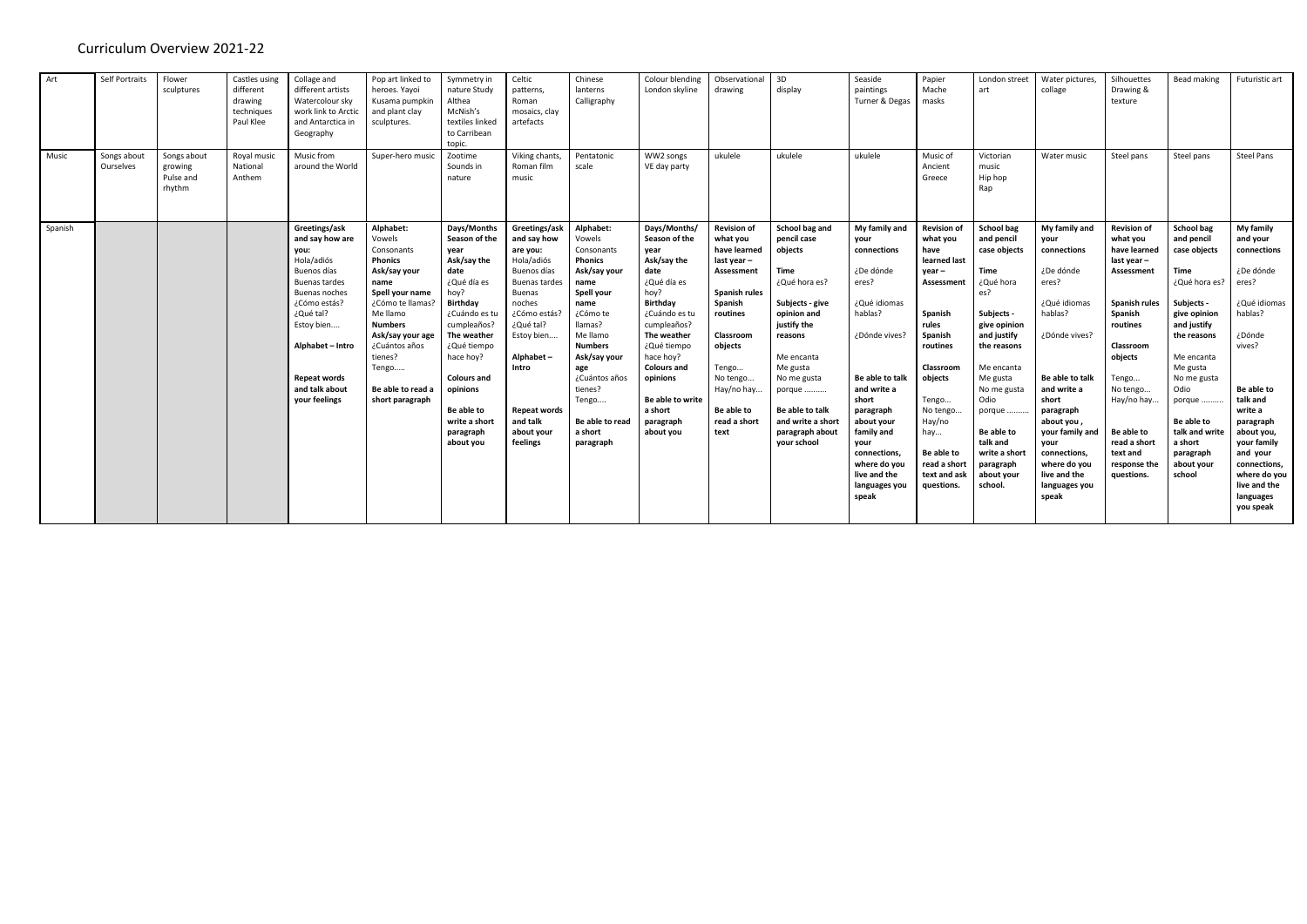# Curriculum Overview 2021-22

| | | | | | | | | | | | | | | | | | | | |
|---|---|---|---|---|---|---|---|---|---|---|---|---|---|---|---|---|---|---|---|
| Art | Self Portraits | Flower sculptures | Castles using different drawing techniques Paul Klee | Collage and different artists Watercolour sky work link to Arctic and Antarctica in Geography | Pop art linked to heroes. Yayoi Kusama pumpkin and plant clay sculptures. | Symmetry in nature Study Althea McNish's textiles linked to Carribean topic. | Celtic patterns, Roman mosaics, clay artefacts | Chinese lanterns Calligraphy | Colour blending London skyline | Observational drawing | 3D display | Seaside paintings Turner & Degas | Papier Mache masks | London street art | Water pictures, collage | Silhouettes Drawing & texture | Bead making | Futuristic art |
| Music | Songs about Ourselves | Songs about growing Pulse and rhythm | Royal music National Anthem | Music from around the World | Super-hero music | Zootime Sounds in nature | Viking chants, Roman film music | Pentatonic scale | WW2 songs VE day party | ukulele | ukulele | ukulele | Music of Ancient Greece | Victorian music Hip hop Rap | Water music | Steel pans | Steel pans | Steel Pans |
| Spanish | | | | **Greetings/ask and say how are you:** Hola/adiós Buenos días Buenas tardes Buenas noches ¿Cómo estás? ¿Qué tal? Estoy bien.... **Alphabet – Intro** **Repeat words and talk about your feelings** | **Alphabet:** Vowels Consonants **Phonics** **Ask/say your name** **Spell your name** ¿Cómo te llamas? Me llamo **Numbers** **Ask/say your age** ¿Cuántos años tienes? Tengo..... **Be able to read a short paragraph** | **Days/Months Season of the year** **Ask/say the date** ¿Qué día es hoy? **Birthday** ¿Cuándo es tu cumpleaños? **The weather** ¿Qué tiempo hace hoy? **Colours and opinions** **Be able to write a short paragraph about you** | **Greetings/ask and say how are you:** Hola/adiós Buenos días Buenas tardes Buenas noches ¿Cómo estás? ¿Qué tal? Estoy bien.... **Alphabet – Intro** **Repeat words and talk about your feelings** | **Alphabet:** Vowels Consonants **Phonics** **Ask/say your name** **Spell your name** ¿Cómo te llamas? Me llamo **Numbers** **Ask/say your age** ¿Cuántos años tienes? Tengo..... **Be able to read a short paragraph** | **Days/Months/ Season of the year** **Ask/say the date** ¿Qué día es hoy? **Birthday** ¿Cuándo es tu cumpleaños? **The weather** ¿Qué tiempo hace hoy? **Colours and opinions** **Be able to write a short paragraph about you** | **Revision of what you have learned last year – Assessment** **Spanish rules Spanish routines** **Classroom objects** Tengo... No tengo... Hay/no hay... **Be able to read a short text** | **School bag and pencil case objects** **Time** ¿Qué hora es? **Subjects - give opinion and justify the reasons** Me encanta Me gusta No me gusta porque .......... **Be able to talk and write a short paragraph about your school** | **My family and your connections** ¿De dónde eres? ¿Qué idiomas hablas? ¿Dónde vives? **Be able to talk and write a short paragraph about your family and your connections, where do you live and the languages you speak** | **Revision of what you have learned last year – Assessment** **Spanish rules Spanish routines** **Classroom objects** Tengo... No tengo... Hay/no hay... **Be able to read a short text and ask questions.** | **School bag and pencil case objects** **Time** ¿Qué hora es? **Subjects - give opinion and justify the reasons** Me encanta Me gusta No me gusta Odio porque .......... **Be able to talk and write a short paragraph about your school.** | **My family and your connections** ¿De dónde eres? ¿Qué idiomas hablas? ¿Dónde vives? **Be able to talk and write a short paragraph about you , your family and your connections, where do you live and the languages you speak** | **Revision of what you have learned last year – Assessment** **Spanish rules Spanish routines** **Classroom objects** Tengo... No tengo... Hay/no hay... **Be able to read a short text and response the questions.** | **School bag and pencil case objects** **Time** ¿Qué hora es? **Subjects - give opinion and justify the reasons** Me encanta Me gusta No me gusta Odio porque .......... **Be able to talk and write a short paragraph about your school** | **My family and your connections** ¿De dónde eres? ¿Qué idiomas hablas? ¿Dónde vives? **Be able to talk and write a paragraph about you, your family and your connections, where do you live and the languages you speak** |